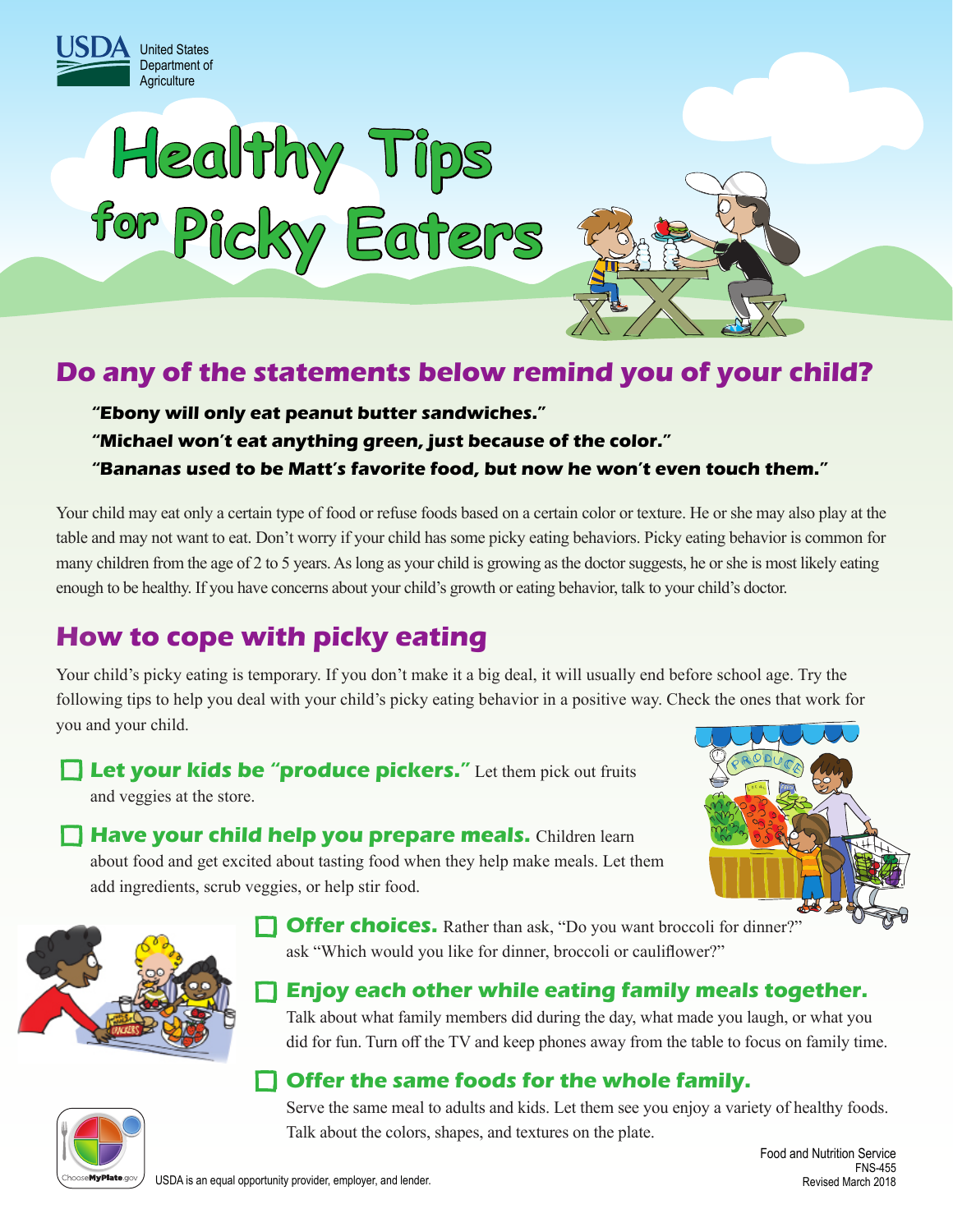USDA United States Department of Agriculture

# Healthy Tips for Picky Eaters

## Do any of the statements below remind you of your child?

***"Ebony will only eat peanut butter sandwiches."***
***"Michael won't eat anything green, just because of the color."***
***"Bananas used to be Matt's favorite food, but now he won't even touch them."***

Your child may eat only a certain type of food or refuse foods based on a certain color or texture. He or she may also play at the table and may not want to eat. Don't worry if your child has some picky eating behaviors. Picky eating behavior is common for many children from the age of 2 to 5 years. As long as your child is growing as the doctor suggests, he or she is most likely eating enough to be healthy. If you have concerns about your child's growth or eating behavior, talk to your child's doctor.

## How to cope with picky eating

Your child's picky eating is temporary. If you don't make it a big deal, it will usually end before school age. Try the following tips to help you deal with your child's picky eating behavior in a positive way. Check the ones that work for you and your child.

- [ ] **Let your kids be "produce pickers."** Let them pick out fruits and veggies at the store.
- [ ] **Have your child help you prepare meals.** Children learn about food and get excited about tasting food when they help make meals. Let them add ingredients, scrub veggies, or help stir food.
- [ ] **Offer choices.** Rather than ask, "Do you want broccoli for dinner?" ask "Which would you like for dinner, broccoli or cauliflower?"
- [ ] **Enjoy each other while eating family meals together.** Talk about what family members did during the day, what made you laugh, or what you did for fun. Turn off the TV and keep phones away from the table to focus on family time.
- [ ] **Offer the same foods for the whole family.** Serve the same meal to adults and kids. Let them see you enjoy a variety of healthy foods. Talk about the colors, shapes, and textures on the plate.

ChooseMyPlate.gov

USDA is an equal opportunity provider, employer, and lender.

Food and Nutrition Service
FNS-455
Revised March 2018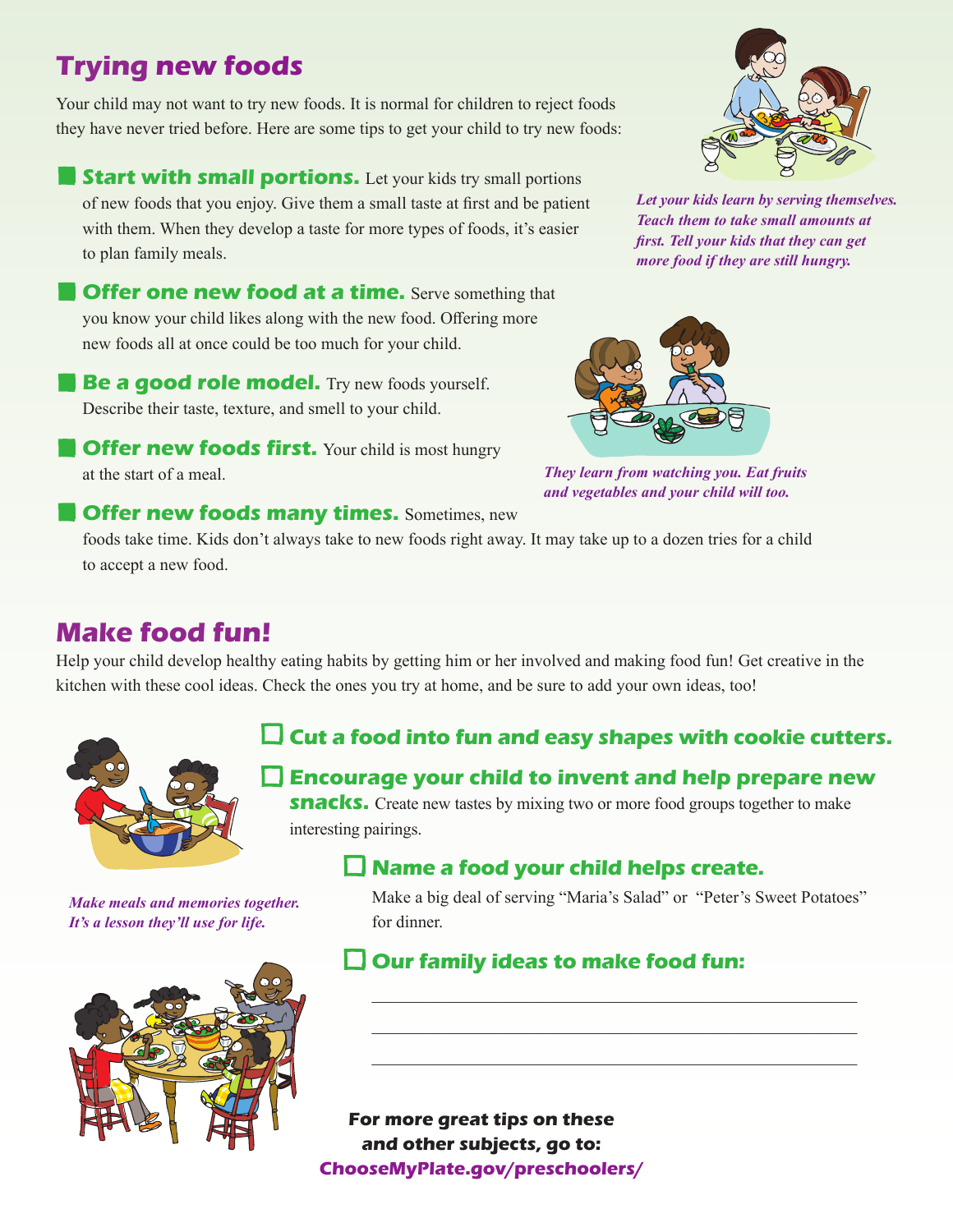## Trying new foods

Your child may not want to try new foods. It is normal for children to reject foods they have never tried before. Here are some tips to get your child to try new foods:

- **Start with small portions.** Let your kids try small portions of new foods that you enjoy. Give them a small taste at first and be patient with them. When they develop a taste for more types of foods, it's easier to plan family meals.
- **Offer one new food at a time.** Serve something that you know your child likes along with the new food. Offering more new foods all at once could be too much for your child.
- **Be a good role model.** Try new foods yourself. Describe their taste, texture, and smell to your child.
- **Offer new foods first.** Your child is most hungry at the start of a meal.
- **Offer new foods many times.** Sometimes, new foods take time. Kids don't always take to new foods right away. It may take up to a dozen tries for a child to accept a new food.

*Let your kids learn by serving themselves. Teach them to take small amounts at first. Tell your kids that they can get more food if they are still hungry.*

*They learn from watching you. Eat fruits and vegetables and your child will too.*

## Make food fun!

Help your child develop healthy eating habits by getting him or her involved and making food fun! Get creative in the kitchen with these cool ideas. Check the ones you try at home, and be sure to add your own ideas, too!

- [ ] **Cut a food into fun and easy shapes with cookie cutters.**
- [ ] **Encourage your child to invent and help prepare new snacks.** Create new tastes by mixing two or more food groups together to make interesting pairings.
- [ ] **Name a food your child helps create.** Make a big deal of serving "Maria's Salad" or "Peter's Sweet Potatoes" for dinner.
- [ ] **Our family ideas to make food fun:**

\_\_\_\_\_\_\_\_\_\_\_\_\_\_\_\_\_\_\_\_\_\_\_\_\_\_\_\_\_\_\_\_\_\_\_\_\_\_\_\_\_\_\_\_

\_\_\_\_\_\_\_\_\_\_\_\_\_\_\_\_\_\_\_\_\_\_\_\_\_\_\_\_\_\_\_\_\_\_\_\_\_\_\_\_\_\_\_\_

\_\_\_\_\_\_\_\_\_\_\_\_\_\_\_\_\_\_\_\_\_\_\_\_\_\_\_\_\_\_\_\_\_\_\_\_\_\_\_\_\_\_\_\_

*Make meals and memories together. It's a lesson they'll use for life.*

**For more great tips on these and other subjects, go to:**
**ChooseMyPlate.gov/preschoolers/**